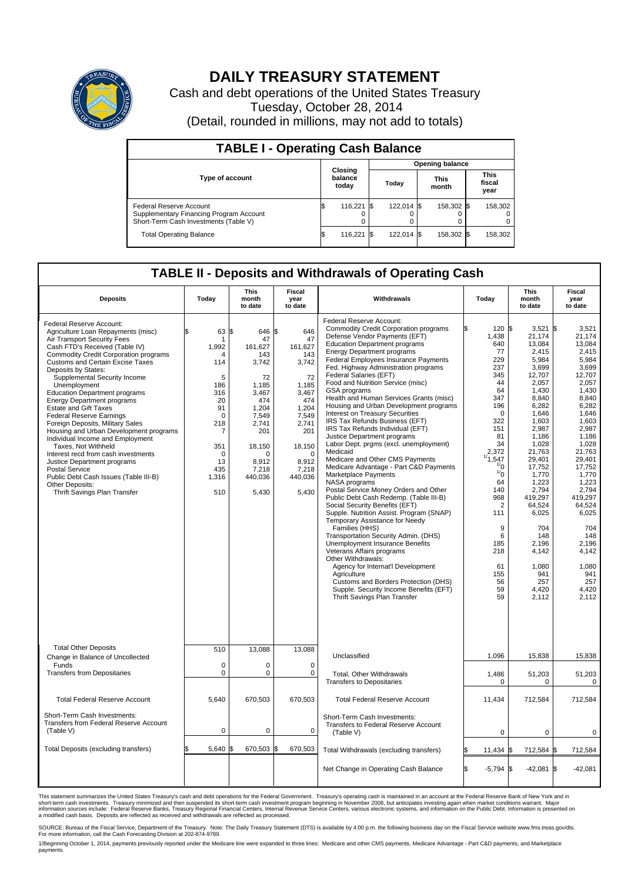# DAILY TREASURY STATEMENT

Cash and debt operations of the United States Treasury

Tuesday, October 28, 2014

(Detail, rounded in millions, may not add to totals)

## TABLE I - Operating Cash Balance

| Type of account | Closing balance today | Opening balance Today | Opening balance This month | Opening balance This fiscal year |
|---|---|---|---|---|
| Federal Reserve Account | $ 116,221 | $ 122,014 | $ 158,302 | $ 158,302 |
| Supplementary Financing Program Account | 0 | 0 | 0 | 0 |
| Short-Term Cash Investments (Table V) | 0 | 0 | 0 | 0 |
| Total Operating Balance | $ 116,221 | $ 122,014 | $ 158,302 | $ 158,302 |

## TABLE II - Deposits and Withdrawals of Operating Cash

| Deposits | Today | This month to date | Fiscal year to date |
|---|---|---|---|
| Federal Reserve Account: | | | |
| Agriculture Loan Repayments (misc) | $ 63 | $ 646 | $ 646 |
| Air Transport Security Fees | 1 | 47 | 47 |
| Cash FTD's Received (Table IV) | 1,992 | 161,627 | 161,627 |
| Commodity Credit Corporation programs | 4 | 143 | 143 |
| Customs and Certain Excise Taxes | 114 | 3,742 | 3,742 |
| Deposits by States: | | | |
| Supplemental Security Income | 5 | 72 | 72 |
| Unemployment | 186 | 1,185 | 1,185 |
| Education Department programs | 316 | 3,467 | 3,467 |
| Energy Department programs | 20 | 474 | 474 |
| Estate and Gift Taxes | 91 | 1,204 | 1,204 |
| Federal Reserve Earnings | 0 | 7,549 | 7,549 |
| Foreign Deposits, Military Sales | 218 | 2,741 | 2,741 |
| Housing and Urban Development programs | 7 | 201 | 201 |
| Individual Income and Employment Taxes, Not Withheld | 351 | 18,150 | 18,150 |
| Interest recd from cash investments | 0 | 0 | 0 |
| Justice Department programs | 13 | 8,912 | 8,912 |
| Postal Service | 435 | 7,218 | 7,218 |
| Public Debt Cash Issues (Table III-B) | 1,316 | 440,036 | 440,036 |
| Other Deposits: | | | |
| Thrift Savings Plan Transfer | 510 | 5,430 | 5,430 |
| Total Other Deposits | 510 | 13,088 | 13,088 |
| Change in Balance of Uncollected Funds | 0 | 0 | 0 |
| Transfers from Depositaries | 0 | 0 | 0 |
| Total Federal Reserve Account | 5,640 | 670,503 | 670,503 |
| Short-Term Cash Investments: Transfers from Federal Reserve Account (Table V) | 0 | 0 | 0 |
| Total Deposits (excluding transfers) | $ 5,640 | $ 670,503 | $ 670,503 |

| Withdrawals | Today | This month to date | Fiscal year to date |
|---|---|---|---|
| Federal Reserve Account: | | | |
| Commodity Credit Corporation programs | $ 120 | $ 3,521 | $ 3,521 |
| Defense Vendor Payments (EFT) | 1,438 | 21,174 | 21,174 |
| Education Department programs | 640 | 13,084 | 13,084 |
| Energy Department programs | 77 | 2,415 | 2,415 |
| Federal Employees Insurance Payments | 229 | 5,984 | 5,984 |
| Fed. Highway Administration programs | 237 | 3,699 | 3,699 |
| Federal Salaries (EFT) | 345 | 12,707 | 12,707 |
| Food and Nutrition Service (misc) | 44 | 2,057 | 2,057 |
| GSA programs | 64 | 1,430 | 1,430 |
| Health and Human Services Grants (misc) | 347 | 8,840 | 8,840 |
| Housing and Urban Development programs | 196 | 6,282 | 6,282 |
| Interest on Treasury Securities | 0 | 1,646 | 1,646 |
| IRS Tax Refunds Business (EFT) | 322 | 1,603 | 1,603 |
| IRS Tax Refunds Individual (EFT) | 151 | 2,987 | 2,987 |
| Justice Department programs | 81 | 1,186 | 1,186 |
| Labor Dept. prgms (excl. unemployment) | 34 | 1,028 | 1,028 |
| Medicaid | 2,372 | 21,763 | 21,763 |
| Medicare and Other CMS Payments | [1] 1,547 | 29,401 | 29,401 |
| Medicare Advantage - Part C&D Payments | [1] 0 | 17,752 | 17,752 |
| Marketplace Payments | [1] 0 | 1,770 | 1,770 |
| NASA programs | 64 | 1,223 | 1,223 |
| Postal Service Money Orders and Other | 140 | 2,794 | 2,794 |
| Public Debt Cash Redemp. (Table III-B) | 968 | 419,297 | 419,297 |
| Social Security Benefits (EFT) | 2 | 64,524 | 64,524 |
| Supple. Nutrition Assist. Program (SNAP) | 111 | 6,025 | 6,025 |
| Temporary Assistance for Needy Families (HHS) | 9 | 704 | 704 |
| Transportation Security Admin. (DHS) | 6 | 148 | 148 |
| Unemployment Insurance Benefits | 185 | 2,196 | 2,196 |
| Veterans Affairs programs | 218 | 4,142 | 4,142 |
| Other Withdrawals: | | | |
| Agency for Internat'l Development | 61 | 1,080 | 1,080 |
| Agriculture | 155 | 941 | 941 |
| Customs and Borders Protection (DHS) | 56 | 257 | 257 |
| Supple. Security Income Benefits (EFT) | 59 | 4,420 | 4,420 |
| Thrift Savings Plan Transfer | 59 | 2,112 | 2,112 |
| Unclassified | 1,096 | 15,838 | 15,838 |
| Total, Other Withdrawals | 1,486 | 51,203 | 51,203 |
| Transfers to Depositaries | 0 | 0 | 0 |
| Total Federal Reserve Account | 11,434 | 712,584 | 712,584 |
| Short-Term Cash Investments: Transfers to Federal Reserve Account (Table V) | 0 | 0 | 0 |
| Total Withdrawals (excluding transfers) | $ 11,434 | $ 712,584 | $ 712,584 |
| Net Change in Operating Cash Balance | $ -5,794 | $ -42,081 | $ -42,081 |

This statement summarizes the United States Treasury's cash and debt operations for the Federal Government. Treasury's operating cash is maintained in an account at the Federal Reserve Bank of New York and in short-term cash investments. Treasury minimized and then suspended its short-term cash investment program beginning in November 2008, but anticipates investing again when market conditions warrant. Major information sources include: Federal Reserve Banks, Treasury Regional Financial Centers, Internal Revenue Service Centers, various electronic systems, and information on the Public Debt. Information is presented on a modified cash basis. Deposits are reflected as received and withdrawals are reflected as processed.

SOURCE: Bureau of the Fiscal Service, Department of the Treasury. Note: The Daily Treasury Statement (DTS) is available by 4:00 p.m. the following business day on the Fiscal Service website www.fms.treas.gov/dts. For more information, call the Cash Forecasting Division at 202-874-9789.

1/Beginning October 1, 2014, payments previously reported under the Medicare line were expanded to three lines: Medicare and other CMS payments, Medicare Advantage - Part C&D Payments, and Marketplace payments.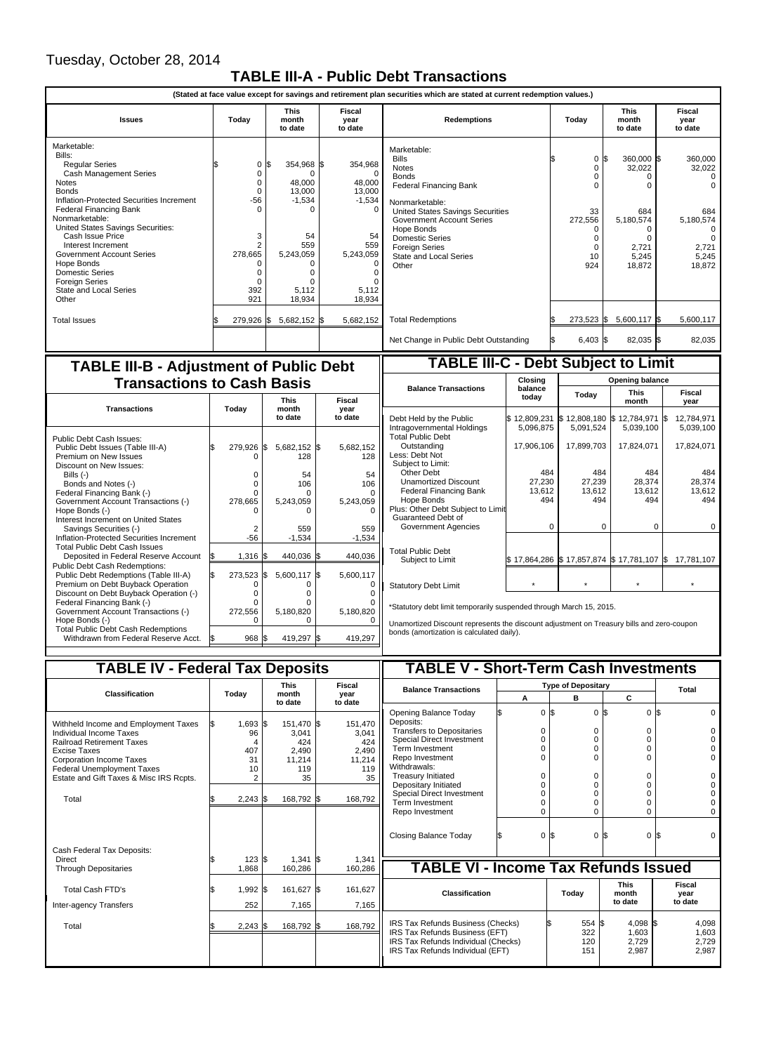Tuesday, October 28, 2014

# TABLE III-A - Public Debt Transactions

(Stated at face value except for savings and retirement plan securities which are stated at current redemption values.)

| Issues | Today | This month to date | Fiscal year to date |
|---|---|---|---|
| Marketable: | | | |
| Bills: | | | |
| Regular Series | $ 0 | $ 354,968 | $ 354,968 |
| Cash Management Series | 0 | 0 | 0 |
| Notes | 0 | 48,000 | 48,000 |
| Bonds | 0 | 13,000 | 13,000 |
| Inflation-Protected Securities Increment | -56 | -1,534 | -1,534 |
| Federal Financing Bank | 0 | 0 | 0 |
| Nonmarketable: | | | |
| United States Savings Securities: | | | |
| Cash Issue Price | 3 | 54 | 54 |
| Interest Increment | 2 | 559 | 559 |
| Government Account Series | 278,665 | 5,243,059 | 5,243,059 |
| Hope Bonds | 0 | 0 | 0 |
| Domestic Series | 0 | 0 | 0 |
| Foreign Series | 0 | 0 | 0 |
| State and Local Series | 392 | 5,112 | 5,112 |
| Other | 921 | 18,934 | 18,934 |
| Total Issues | $ 279,926 | $ 5,682,152 | $ 5,682,152 |

| Redemptions | Today | This month to date | Fiscal year to date |
|---|---|---|---|
| Marketable: | | | |
| Bills | $ 0 | $ 360,000 | $ 360,000 |
| Notes | 0 | 32,022 | 32,022 |
| Bonds | 0 | 0 | 0 |
| Federal Financing Bank | 0 | 0 | 0 |
| Nonmarketable: | | | |
| United States Savings Securities | 33 | 684 | 684 |
| Government Account Series | 272,556 | 5,180,574 | 5,180,574 |
| Hope Bonds | 0 | 0 | 0 |
| Domestic Series | 0 | 0 | 0 |
| Foreign Series | 0 | 2,721 | 2,721 |
| State and Local Series | 10 | 5,245 | 5,245 |
| Other | 924 | 18,872 | 18,872 |
| Total Redemptions | $ 273,523 | $ 5,600,117 | $ 5,600,117 |
| Net Change in Public Debt Outstanding | $ 6,403 | $ 82,035 | $ 82,035 |

# TABLE III-B - Adjustment of Public Debt Transactions to Cash Basis

| Transactions | Today | This month to date | Fiscal year to date |
|---|---|---|---|
| Public Debt Cash Issues: | | | |
| Public Debt Issues (Table III-A) | $ 279,926 | $ 5,682,152 | $ 5,682,152 |
| Premium on New Issues | 0 | 128 | 128 |
| Discount on New Issues: | | | |
| Bills (-) | 0 | 54 | 54 |
| Bonds and Notes (-) | 0 | 106 | 106 |
| Federal Financing Bank (-) | 0 | 0 | 0 |
| Government Account Transactions (-) | 278,665 | 5,243,059 | 5,243,059 |
| Hope Bonds (-) | 0 | 0 | 0 |
| Interest Increment on United States Savings Securities (-) | 2 | 559 | 559 |
| Inflation-Protected Securities Increment | -56 | -1,534 | -1,534 |
| Total Public Debt Cash Issues Deposited in Federal Reserve Account | $ 1,316 | $ 440,036 | $ 440,036 |
| Public Debt Cash Redemptions: | | | |
| Public Debt Redemptions (Table III-A) | $ 273,523 | $ 5,600,117 | $ 5,600,117 |
| Premium on Debt Buyback Operation | 0 | 0 | 0 |
| Discount on Debt Buyback Operation (-) | 0 | 0 | 0 |
| Federal Financing Bank (-) | 0 | 0 | 0 |
| Government Account Transactions (-) | 272,556 | 5,180,820 | 5,180,820 |
| Hope Bonds (-) | 0 | 0 | 0 |
| Total Public Debt Cash Redemptions Withdrawn from Federal Reserve Acct. | $ 968 | $ 419,297 | $ 419,297 |

# TABLE III-C - Debt Subject to Limit

| Balance Transactions | Closing balance today | Opening balance Today | Opening balance This month | Opening balance Fiscal year |
|---|---|---|---|---|
| Debt Held by the Public | $ 12,809,231 | $ 12,808,180 | $ 12,784,971 | $ 12,784,971 |
| Intragovernmental Holdings | 5,096,875 | 5,091,524 | 5,039,100 | 5,039,100 |
| Total Public Debt Outstanding | 17,906,106 | 17,899,703 | 17,824,071 | 17,824,071 |
| Less: Debt Not Subject to Limit: | | | | |
| Other Debt | 484 | 484 | 484 | 484 |
| Unamortized Discount | 27,230 | 27,239 | 28,374 | 28,374 |
| Federal Financing Bank | 13,612 | 13,612 | 13,612 | 13,612 |
| Hope Bonds | 494 | 494 | 494 | 494 |
| Plus: Other Debt Subject to Limit | | | | |
| Guaranteed Debt of Government Agencies | 0 | 0 | 0 | 0 |
| Total Public Debt Subject to Limit | $ 17,864,286 | $ 17,857,874 | $ 17,781,107 | $ 17,781,107 |
| Statutory Debt Limit | * | * | * | * |

*Statutory debt limit temporarily suspended through March 15, 2015.

Unamortized Discount represents the discount adjustment on Treasury bills and zero-coupon bonds (amortization is calculated daily).

# TABLE IV - Federal Tax Deposits

| Classification | Today | This month to date | Fiscal year to date |
|---|---|---|---|
| Withheld Income and Employment Taxes | $ 1,693 | $ 151,470 | $ 151,470 |
| Individual Income Taxes | 96 | 3,041 | 3,041 |
| Railroad Retirement Taxes | 4 | 424 | 424 |
| Excise Taxes | 407 | 2,490 | 2,490 |
| Corporation Income Taxes | 31 | 11,214 | 11,214 |
| Federal Unemployment Taxes | 10 | 119 | 119 |
| Estate and Gift Taxes & Misc IRS Rcpts. | 2 | 35 | 35 |
| Total | $ 2,243 | $ 168,792 | $ 168,792 |
| Cash Federal Tax Deposits: | | | |
| Direct | $ 123 | $ 1,341 | $ 1,341 |
| Through Depositaries | 1,868 | 160,286 | 160,286 |
| Total Cash FTD's | $ 1,992 | $ 161,627 | $ 161,627 |
| Inter-agency Transfers | 252 | 7,165 | 7,165 |
| Total | $ 2,243 | $ 168,792 | $ 168,792 |

# TABLE V - Short-Term Cash Investments

| Balance Transactions | Type of Depositary A | Type of Depositary B | Type of Depositary C | Total |
|---|---|---|---|---|
| Opening Balance Today | $ 0 | $ 0 | $ 0 | $ 0 |
| Deposits: | | | | |
| Transfers to Depositaries | 0 | 0 | 0 | 0 |
| Special Direct Investment | 0 | 0 | 0 | 0 |
| Term Investment | 0 | 0 | 0 | 0 |
| Repo Investment | 0 | 0 | 0 | 0 |
| Withdrawals: | | | | |
| Treasury Initiated | 0 | 0 | 0 | 0 |
| Depositary Initiated | 0 | 0 | 0 | 0 |
| Special Direct Investment | 0 | 0 | 0 | 0 |
| Term Investment | 0 | 0 | 0 | 0 |
| Repo Investment | 0 | 0 | 0 | 0 |
| Closing Balance Today | $ 0 | $ 0 | $ 0 | $ 0 |

# TABLE VI - Income Tax Refunds Issued

| Classification | Today | This month to date | Fiscal year to date |
|---|---|---|---|
| IRS Tax Refunds Business (Checks) | $ 554 | $ 4,098 | $ 4,098 |
| IRS Tax Refunds Business (EFT) | 322 | 1,603 | 1,603 |
| IRS Tax Refunds Individual (Checks) | 120 | 2,729 | 2,729 |
| IRS Tax Refunds Individual (EFT) | 151 | 2,987 | 2,987 |